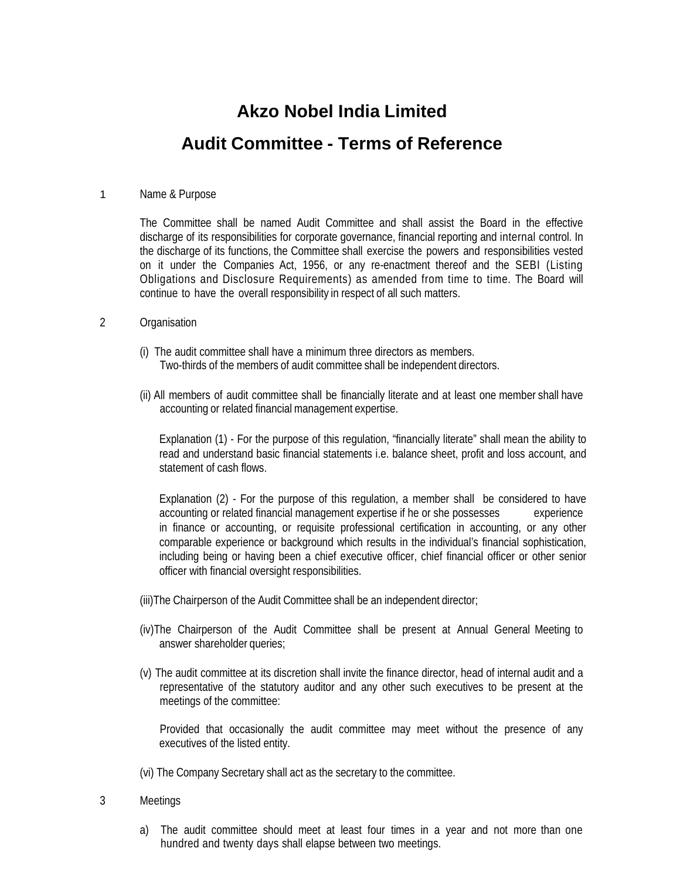# Akzo Nobel India Limited

# Audit Committee - Terms of Reference

1 Name & Purpose

The Committee shall be named Audit Committee and shall assist the Board in the effective discharge of its responsibilities for corporate governance, financial reporting and internal control. In the discharge of its functions, the Committee shall exercise the powers and responsibilities vested on it under the Companies Act, 1956, or any re-enactment thereof and the SEBI (Listing Obligations and Disclosure Requirements) as amended from time to time. The Board will continue to have the overall responsibility in respect of all such matters.

2 Organisation

(i) The audit committee shall have a minimum three directors as members. Two-thirds of the members of audit committee shall be independent directors.

(ii) All members of audit committee shall be financially literate and at least one member shall have accounting or related financial management expertise.

Explanation (1) - For the purpose of this regulation, "financially literate" shall mean the ability to read and understand basic financial statements i.e. balance sheet, profit and loss account, and statement of cash flows.

Explanation (2) - For the purpose of this regulation, a member shall be considered to have accounting or related financial management expertise if he or she possesses experience in finance or accounting, or requisite professional certification in accounting, or any other comparable experience or background which results in the individual's financial sophistication, including being or having been a chief executive officer, chief financial officer or other senior officer with financial oversight responsibilities.

(iii)The Chairperson of the Audit Committee shall be an independent director;

(iv)The Chairperson of the Audit Committee shall be present at Annual General Meeting to answer shareholder queries;

(v) The audit committee at its discretion shall invite the finance director, head of internal audit and a representative of the statutory auditor and any other such executives to be present at the meetings of the committee:

Provided that occasionally the audit committee may meet without the presence of any executives of the listed entity.

(vi) The Company Secretary shall act as the secretary to the committee.

3 Meetings

a) The audit committee should meet at least four times in a year and not more than one hundred and twenty days shall elapse between two meetings.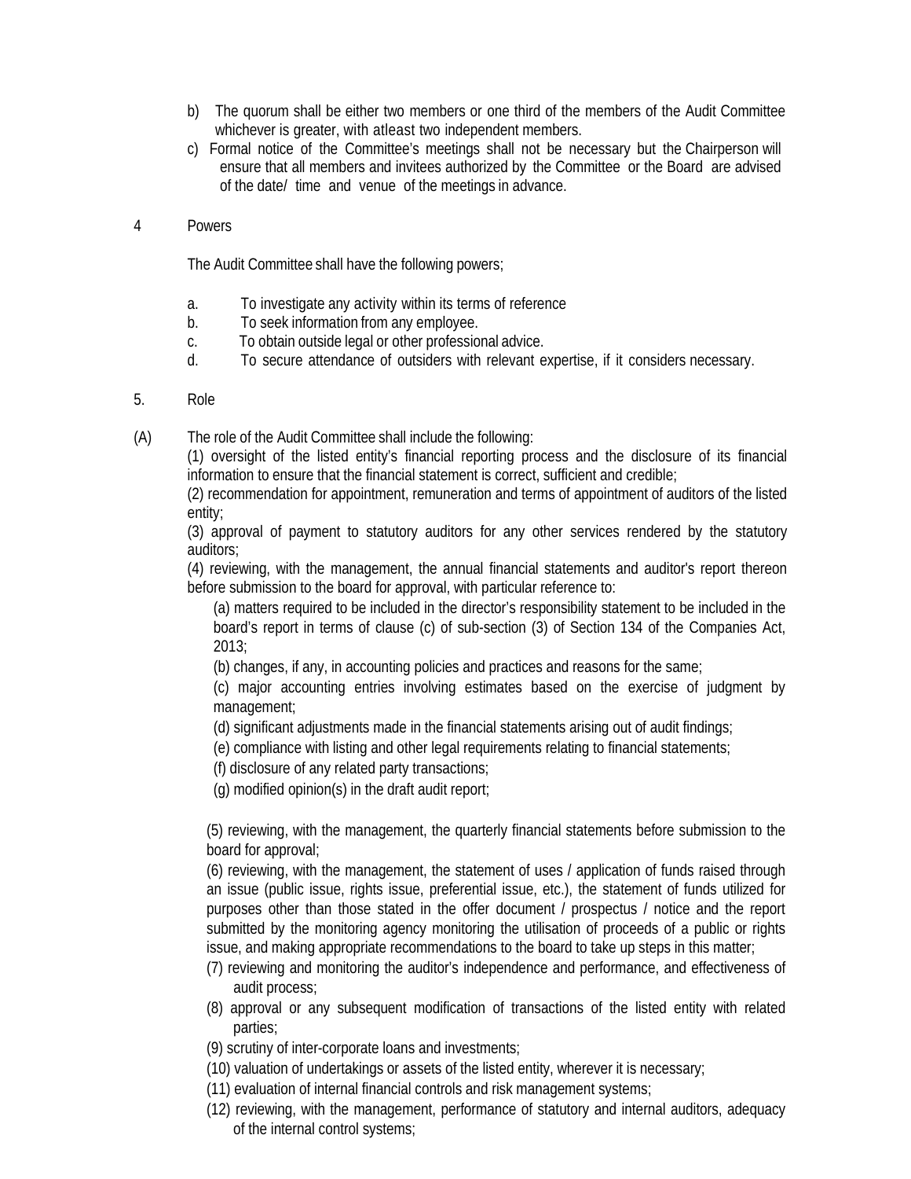b) The quorum shall be either two members or one third of the members of the Audit Committee whichever is greater, with atleast two independent members.

c) Formal notice of the Committee's meetings shall not be necessary but the Chairperson will ensure that all members and invitees authorized by the Committee or the Board are advised of the date/ time and venue of the meetings in advance.

4 Powers

The Audit Committee shall have the following powers;

a. To investigate any activity within its terms of reference
b. To seek information from any employee.
c. To obtain outside legal or other professional advice.
d. To secure attendance of outsiders with relevant expertise, if it considers necessary.

5. Role

(A) The role of the Audit Committee shall include the following:

(1) oversight of the listed entity's financial reporting process and the disclosure of its financial information to ensure that the financial statement is correct, sufficient and credible;

(2) recommendation for appointment, remuneration and terms of appointment of auditors of the listed entity;

(3) approval of payment to statutory auditors for any other services rendered by the statutory auditors;

(4) reviewing, with the management, the annual financial statements and auditor's report thereon before submission to the board for approval, with particular reference to:

(a) matters required to be included in the director's responsibility statement to be included in the board's report in terms of clause (c) of sub-section (3) of Section 134 of the Companies Act, 2013;

(b) changes, if any, in accounting policies and practices and reasons for the same;

(c) major accounting entries involving estimates based on the exercise of judgment by management;

(d) significant adjustments made in the financial statements arising out of audit findings;

(e) compliance with listing and other legal requirements relating to financial statements;

(f) disclosure of any related party transactions;

(g) modified opinion(s) in the draft audit report;

(5) reviewing, with the management, the quarterly financial statements before submission to the board for approval;

(6) reviewing, with the management, the statement of uses / application of funds raised through an issue (public issue, rights issue, preferential issue, etc.), the statement of funds utilized for purposes other than those stated in the offer document / prospectus / notice and the report submitted by the monitoring agency monitoring the utilisation of proceeds of a public or rights issue, and making appropriate recommendations to the board to take up steps in this matter;

(7) reviewing and monitoring the auditor's independence and performance, and effectiveness of audit process;

(8) approval or any subsequent modification of transactions of the listed entity with related parties;

(9) scrutiny of inter-corporate loans and investments;

(10) valuation of undertakings or assets of the listed entity, wherever it is necessary;

(11) evaluation of internal financial controls and risk management systems;

(12) reviewing, with the management, performance of statutory and internal auditors, adequacy of the internal control systems;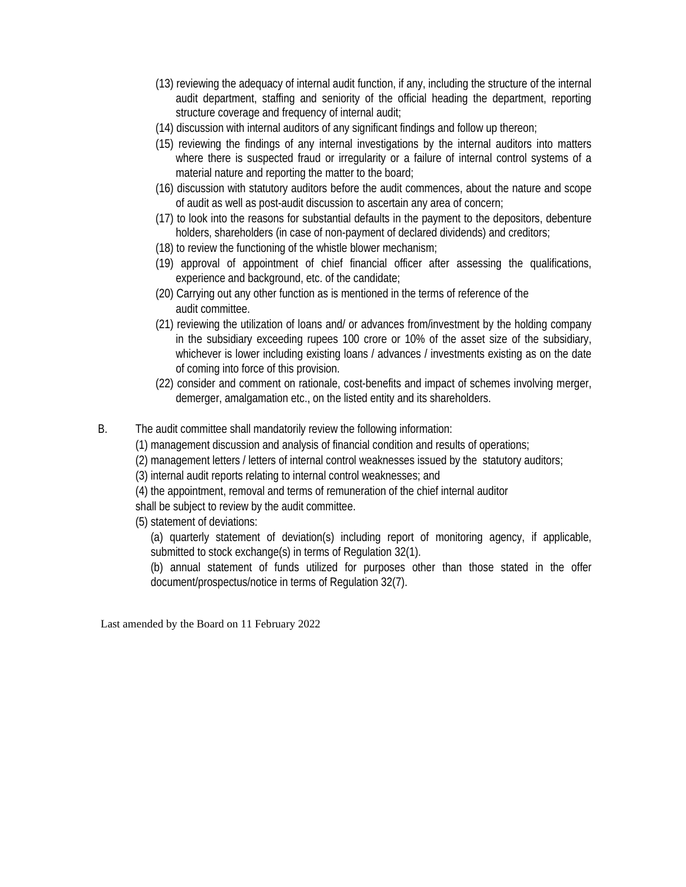(13) reviewing the adequacy of internal audit function, if any, including the structure of the internal audit department, staffing and seniority of the official heading the department, reporting structure coverage and frequency of internal audit;

(14) discussion with internal auditors of any significant findings and follow up thereon;

(15) reviewing the findings of any internal investigations by the internal auditors into matters where there is suspected fraud or irregularity or a failure of internal control systems of a material nature and reporting the matter to the board;

(16) discussion with statutory auditors before the audit commences, about the nature and scope of audit as well as post-audit discussion to ascertain any area of concern;

(17) to look into the reasons for substantial defaults in the payment to the depositors, debenture holders, shareholders (in case of non-payment of declared dividends) and creditors;

(18) to review the functioning of the whistle blower mechanism;

(19) approval of appointment of chief financial officer after assessing the qualifications, experience and background, etc. of the candidate;

(20) Carrying out any other function as is mentioned in the terms of reference of the audit committee.

(21) reviewing the utilization of loans and/ or advances from/investment by the holding company in the subsidiary exceeding rupees 100 crore or 10% of the asset size of the subsidiary, whichever is lower including existing loans / advances / investments existing as on the date of coming into force of this provision.

(22) consider and comment on rationale, cost-benefits and impact of schemes involving merger, demerger, amalgamation etc., on the listed entity and its shareholders.

B. The audit committee shall mandatorily review the following information:

(1) management discussion and analysis of financial condition and results of operations;

(2) management letters / letters of internal control weaknesses issued by the statutory auditors;

(3) internal audit reports relating to internal control weaknesses; and

(4) the appointment, removal and terms of remuneration of the chief internal auditor shall be subject to review by the audit committee.

(5) statement of deviations:

(a) quarterly statement of deviation(s) including report of monitoring agency, if applicable, submitted to stock exchange(s) in terms of Regulation 32(1).

(b) annual statement of funds utilized for purposes other than those stated in the offer document/prospectus/notice in terms of Regulation 32(7).

Last amended by the Board on 11 February 2022